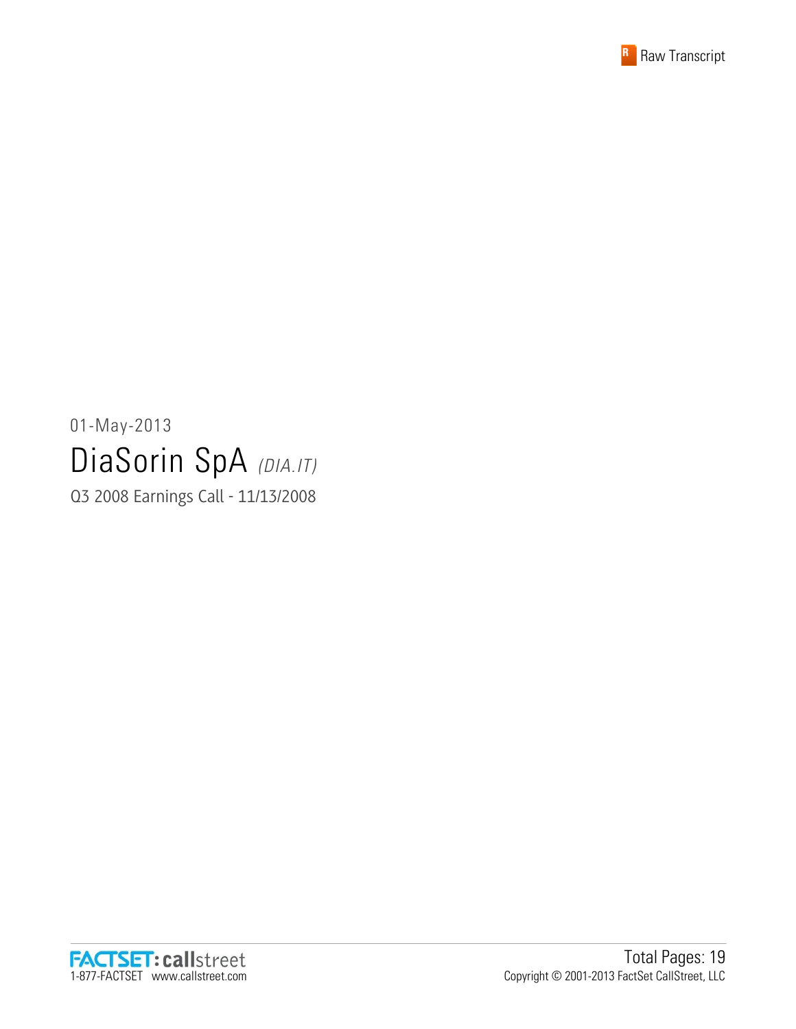Raw Transcript

01-May-2013

# DiaSorin SpA *(DIA.IT)*

Q3 2008 Earnings Call - 11/13/2008

FACTSET: callstreet
1-877-FACTSET www.callstreet.com

Total Pages: 19
Copyright © 2001-2013 FactSet CallStreet, LLC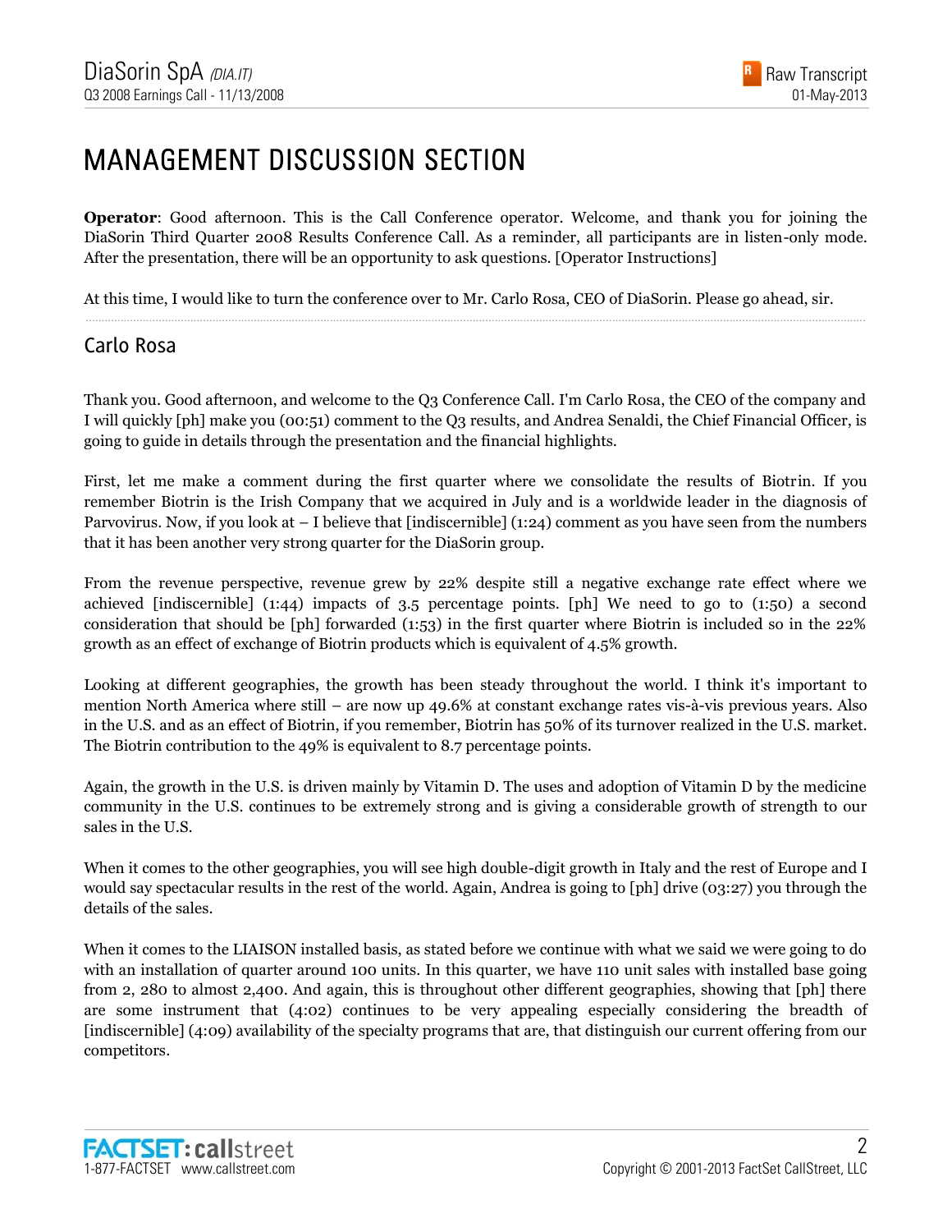# MANAGEMENT DISCUSSION SECTION

**Operator**: Good afternoon. This is the Call Conference operator. Welcome, and thank you for joining the DiaSorin Third Quarter 2008 Results Conference Call. As a reminder, all participants are in listen-only mode. After the presentation, there will be an opportunity to ask questions. [Operator Instructions]

At this time, I would like to turn the conference over to Mr. Carlo Rosa, CEO of DiaSorin. Please go ahead, sir.

## Carlo Rosa

Thank you. Good afternoon, and welcome to the Q3 Conference Call. I'm Carlo Rosa, the CEO of the company and I will quickly [ph] make you (00:51) comment to the Q3 results, and Andrea Senaldi, the Chief Financial Officer, is going to guide in details through the presentation and the financial highlights.

First, let me make a comment during the first quarter where we consolidate the results of Biotrin. If you remember Biotrin is the Irish Company that we acquired in July and is a worldwide leader in the diagnosis of Parvovirus. Now, if you look at – I believe that [indiscernible] (1:24) comment as you have seen from the numbers that it has been another very strong quarter for the DiaSorin group.

From the revenue perspective, revenue grew by 22% despite still a negative exchange rate effect where we achieved [indiscernible] (1:44) impacts of 3.5 percentage points. [ph] We need to go to (1:50) a second consideration that should be [ph] forwarded (1:53) in the first quarter where Biotrin is included so in the 22% growth as an effect of exchange of Biotrin products which is equivalent of 4.5% growth.

Looking at different geographies, the growth has been steady throughout the world. I think it's important to mention North America where still – are now up 49.6% at constant exchange rates vis-à-vis previous years. Also in the U.S. and as an effect of Biotrin, if you remember, Biotrin has 50% of its turnover realized in the U.S. market. The Biotrin contribution to the 49% is equivalent to 8.7 percentage points.

Again, the growth in the U.S. is driven mainly by Vitamin D. The uses and adoption of Vitamin D by the medicine community in the U.S. continues to be extremely strong and is giving a considerable growth of strength to our sales in the U.S.

When it comes to the other geographies, you will see high double-digit growth in Italy and the rest of Europe and I would say spectacular results in the rest of the world. Again, Andrea is going to [ph] drive (03:27) you through the details of the sales.

When it comes to the LIAISON installed basis, as stated before we continue with what we said we were going to do with an installation of quarter around 100 units. In this quarter, we have 110 unit sales with installed base going from 2, 280 to almost 2,400. And again, this is throughout other different geographies, showing that [ph] there are some instrument that (4:02) continues to be very appealing especially considering the breadth of [indiscernible] (4:09) availability of the specialty programs that are, that distinguish our current offering from our competitors.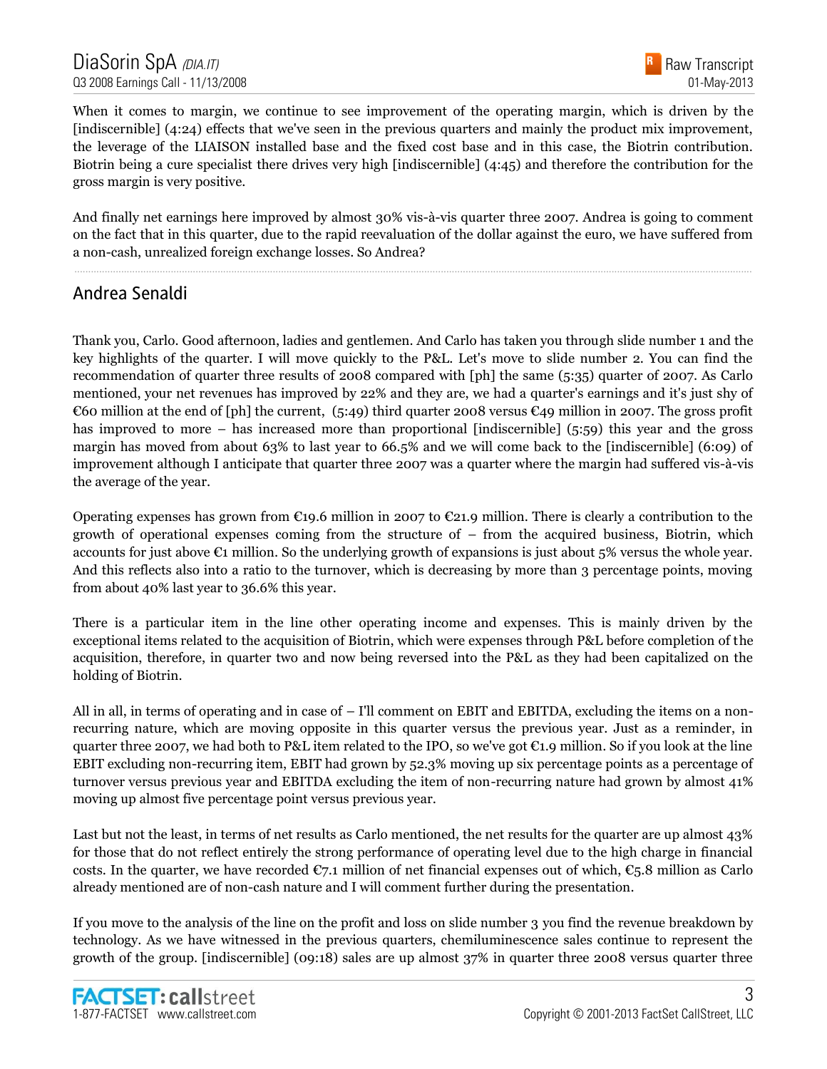When it comes to margin, we continue to see improvement of the operating margin, which is driven by the [indiscernible] (4:24) effects that we've seen in the previous quarters and mainly the product mix improvement, the leverage of the LIAISON installed base and the fixed cost base and in this case, the Biotrin contribution. Biotrin being a cure specialist there drives very high [indiscernible] (4:45) and therefore the contribution for the gross margin is very positive.

And finally net earnings here improved by almost 30% vis-à-vis quarter three 2007. Andrea is going to comment on the fact that in this quarter, due to the rapid reevaluation of the dollar against the euro, we have suffered from a non-cash, unrealized foreign exchange losses. So Andrea?

## Andrea Senaldi

Thank you, Carlo. Good afternoon, ladies and gentlemen. And Carlo has taken you through slide number 1 and the key highlights of the quarter. I will move quickly to the P&L. Let's move to slide number 2. You can find the recommendation of quarter three results of 2008 compared with [ph] the same (5:35) quarter of 2007. As Carlo mentioned, your net revenues has improved by 22% and they are, we had a quarter's earnings and it's just shy of €60 million at the end of [ph] the current, (5:49) third quarter 2008 versus €49 million in 2007. The gross profit has improved to more – has increased more than proportional [indiscernible] (5:59) this year and the gross margin has moved from about 63% to last year to 66.5% and we will come back to the [indiscernible] (6:09) of improvement although I anticipate that quarter three 2007 was a quarter where the margin had suffered vis-à-vis the average of the year.

Operating expenses has grown from €19.6 million in 2007 to €21.9 million. There is clearly a contribution to the growth of operational expenses coming from the structure of – from the acquired business, Biotrin, which accounts for just above €1 million. So the underlying growth of expansions is just about 5% versus the whole year. And this reflects also into a ratio to the turnover, which is decreasing by more than 3 percentage points, moving from about 40% last year to 36.6% this year.

There is a particular item in the line other operating income and expenses. This is mainly driven by the exceptional items related to the acquisition of Biotrin, which were expenses through P&L before completion of the acquisition, therefore, in quarter two and now being reversed into the P&L as they had been capitalized on the holding of Biotrin.

All in all, in terms of operating and in case of – I'll comment on EBIT and EBITDA, excluding the items on a non-recurring nature, which are moving opposite in this quarter versus the previous year. Just as a reminder, in quarter three 2007, we had both to P&L item related to the IPO, so we've got €1.9 million. So if you look at the line EBIT excluding non-recurring item, EBIT had grown by 52.3% moving up six percentage points as a percentage of turnover versus previous year and EBITDA excluding the item of non-recurring nature had grown by almost 41% moving up almost five percentage point versus previous year.

Last but not the least, in terms of net results as Carlo mentioned, the net results for the quarter are up almost 43% for those that do not reflect entirely the strong performance of operating level due to the high charge in financial costs. In the quarter, we have recorded €7.1 million of net financial expenses out of which, €5.8 million as Carlo already mentioned are of non-cash nature and I will comment further during the presentation.

If you move to the analysis of the line on the profit and loss on slide number 3 you find the revenue breakdown by technology. As we have witnessed in the previous quarters, chemiluminescence sales continue to represent the growth of the group. [indiscernible] (09:18) sales are up almost 37% in quarter three 2008 versus quarter three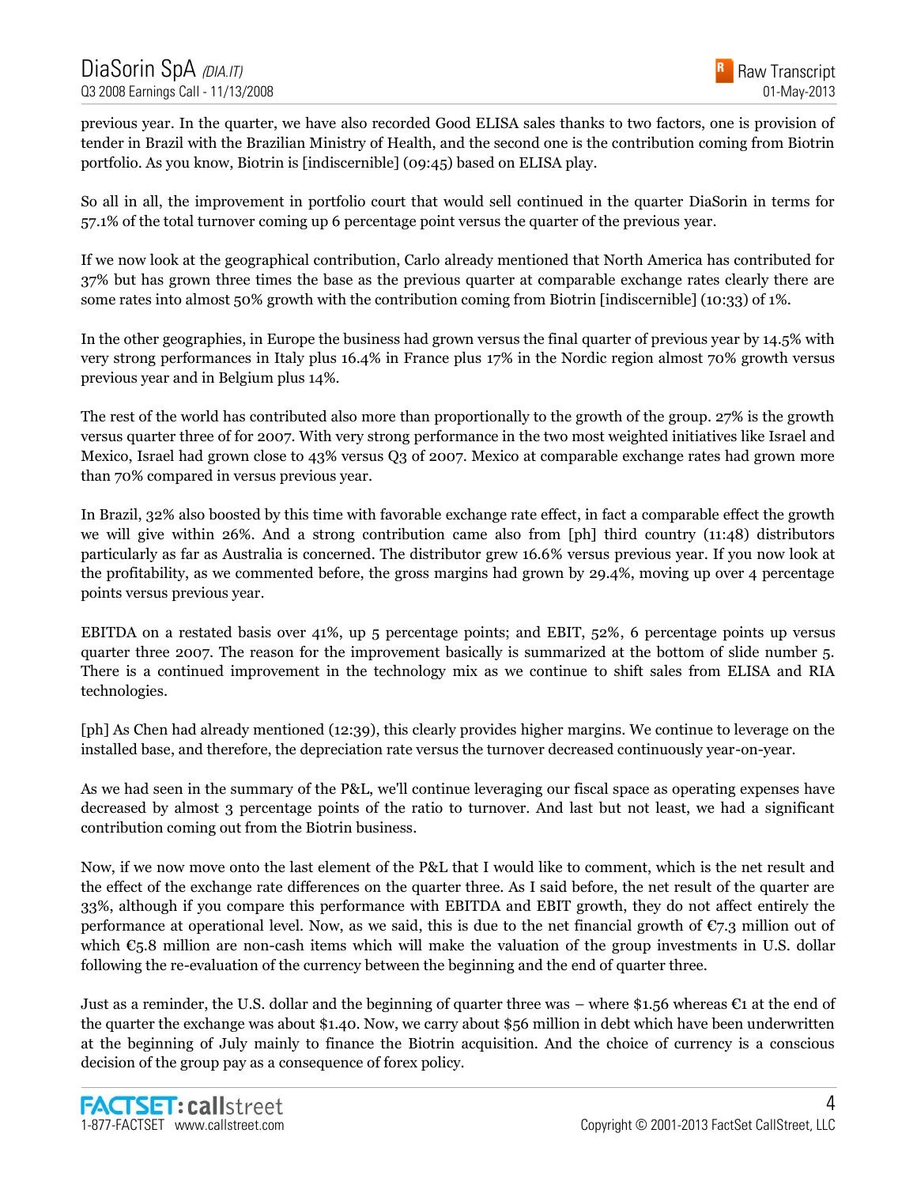previous year. In the quarter, we have also recorded Good ELISA sales thanks to two factors, one is provision of tender in Brazil with the Brazilian Ministry of Health, and the second one is the contribution coming from Biotrin portfolio. As you know, Biotrin is [indiscernible] (09:45) based on ELISA play.

So all in all, the improvement in portfolio court that would sell continued in the quarter DiaSorin in terms for 57.1% of the total turnover coming up 6 percentage point versus the quarter of the previous year.

If we now look at the geographical contribution, Carlo already mentioned that North America has contributed for 37% but has grown three times the base as the previous quarter at comparable exchange rates clearly there are some rates into almost 50% growth with the contribution coming from Biotrin [indiscernible] (10:33) of 1%.

In the other geographies, in Europe the business had grown versus the final quarter of previous year by 14.5% with very strong performances in Italy plus 16.4% in France plus 17% in the Nordic region almost 70% growth versus previous year and in Belgium plus 14%.

The rest of the world has contributed also more than proportionally to the growth of the group. 27% is the growth versus quarter three of for 2007. With very strong performance in the two most weighted initiatives like Israel and Mexico, Israel had grown close to 43% versus Q3 of 2007. Mexico at comparable exchange rates had grown more than 70% compared in versus previous year.

In Brazil, 32% also boosted by this time with favorable exchange rate effect, in fact a comparable effect the growth we will give within 26%. And a strong contribution came also from [ph] third country (11:48) distributors particularly as far as Australia is concerned. The distributor grew 16.6% versus previous year. If you now look at the profitability, as we commented before, the gross margins had grown by 29.4%, moving up over 4 percentage points versus previous year.

EBITDA on a restated basis over 41%, up 5 percentage points; and EBIT, 52%, 6 percentage points up versus quarter three 2007. The reason for the improvement basically is summarized at the bottom of slide number 5. There is a continued improvement in the technology mix as we continue to shift sales from ELISA and RIA technologies.

[ph] As Chen had already mentioned (12:39), this clearly provides higher margins. We continue to leverage on the installed base, and therefore, the depreciation rate versus the turnover decreased continuously year-on-year.

As we had seen in the summary of the P&L, we'll continue leveraging our fiscal space as operating expenses have decreased by almost 3 percentage points of the ratio to turnover. And last but not least, we had a significant contribution coming out from the Biotrin business.

Now, if we now move onto the last element of the P&L that I would like to comment, which is the net result and the effect of the exchange rate differences on the quarter three. As I said before, the net result of the quarter are 33%, although if you compare this performance with EBITDA and EBIT growth, they do not affect entirely the performance at operational level. Now, as we said, this is due to the net financial growth of €7.3 million out of which €5.8 million are non-cash items which will make the valuation of the group investments in U.S. dollar following the re-evaluation of the currency between the beginning and the end of quarter three.

Just as a reminder, the U.S. dollar and the beginning of quarter three was – where $1.56 whereas €1 at the end of the quarter the exchange was about $1.40. Now, we carry about $56 million in debt which have been underwritten at the beginning of July mainly to finance the Biotrin acquisition. And the choice of currency is a conscious decision of the group pay as a consequence of forex policy.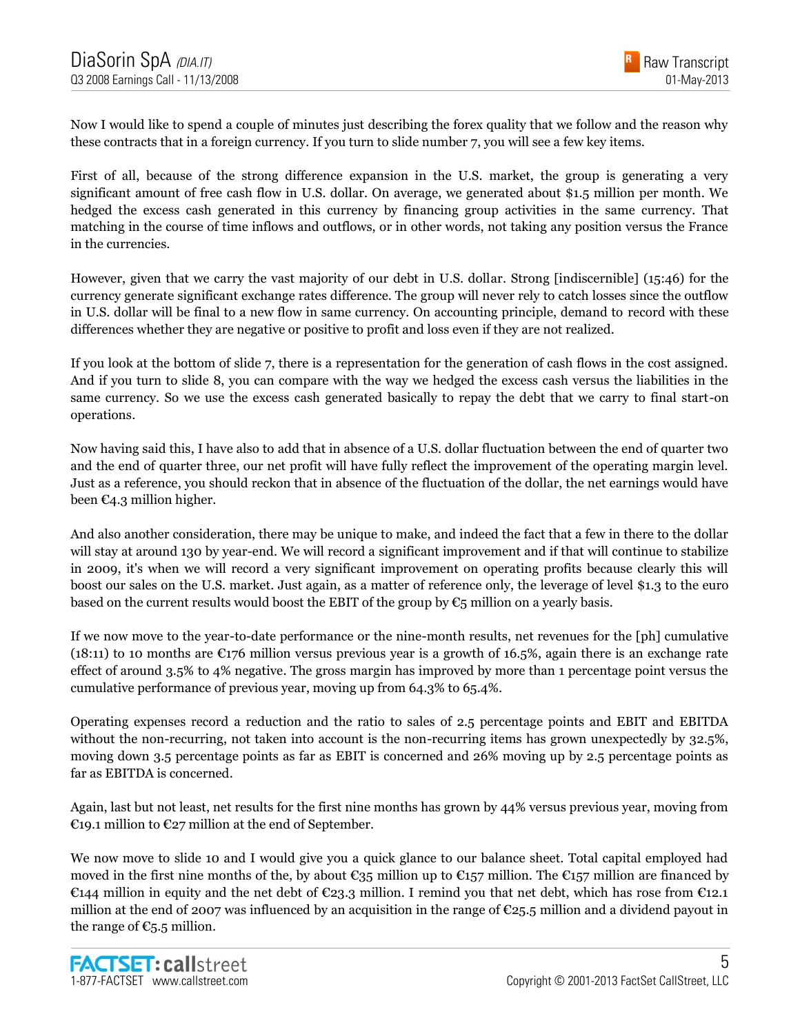Now I would like to spend a couple of minutes just describing the forex quality that we follow and the reason why these contracts that in a foreign currency. If you turn to slide number 7, you will see a few key items.

First of all, because of the strong difference expansion in the U.S. market, the group is generating a very significant amount of free cash flow in U.S. dollar. On average, we generated about $1.5 million per month. We hedged the excess cash generated in this currency by financing group activities in the same currency. That matching in the course of time inflows and outflows, or in other words, not taking any position versus the France in the currencies.

However, given that we carry the vast majority of our debt in U.S. dollar. Strong [indiscernible] (15:46) for the currency generate significant exchange rates difference. The group will never rely to catch losses since the outflow in U.S. dollar will be final to a new flow in same currency. On accounting principle, demand to record with these differences whether they are negative or positive to profit and loss even if they are not realized.

If you look at the bottom of slide 7, there is a representation for the generation of cash flows in the cost assigned. And if you turn to slide 8, you can compare with the way we hedged the excess cash versus the liabilities in the same currency. So we use the excess cash generated basically to repay the debt that we carry to final start-on operations.

Now having said this, I have also to add that in absence of a U.S. dollar fluctuation between the end of quarter two and the end of quarter three, our net profit will have fully reflect the improvement of the operating margin level. Just as a reference, you should reckon that in absence of the fluctuation of the dollar, the net earnings would have been €4.3 million higher.

And also another consideration, there may be unique to make, and indeed the fact that a few in there to the dollar will stay at around 130 by year-end. We will record a significant improvement and if that will continue to stabilize in 2009, it's when we will record a very significant improvement on operating profits because clearly this will boost our sales on the U.S. market. Just again, as a matter of reference only, the leverage of level $1.3 to the euro based on the current results would boost the EBIT of the group by €5 million on a yearly basis.

If we now move to the year-to-date performance or the nine-month results, net revenues for the [ph] cumulative (18:11) to 10 months are €176 million versus previous year is a growth of 16.5%, again there is an exchange rate effect of around 3.5% to 4% negative. The gross margin has improved by more than 1 percentage point versus the cumulative performance of previous year, moving up from 64.3% to 65.4%.

Operating expenses record a reduction and the ratio to sales of 2.5 percentage points and EBIT and EBITDA without the non-recurring, not taken into account is the non-recurring items has grown unexpectedly by 32.5%, moving down 3.5 percentage points as far as EBIT is concerned and 26% moving up by 2.5 percentage points as far as EBITDA is concerned.

Again, last but not least, net results for the first nine months has grown by 44% versus previous year, moving from €19.1 million to €27 million at the end of September.

We now move to slide 10 and I would give you a quick glance to our balance sheet. Total capital employed had moved in the first nine months of the, by about €35 million up to €157 million. The €157 million are financed by €144 million in equity and the net debt of €23.3 million. I remind you that net debt, which has rose from €12.1 million at the end of 2007 was influenced by an acquisition in the range of €25.5 million and a dividend payout in the range of €5.5 million.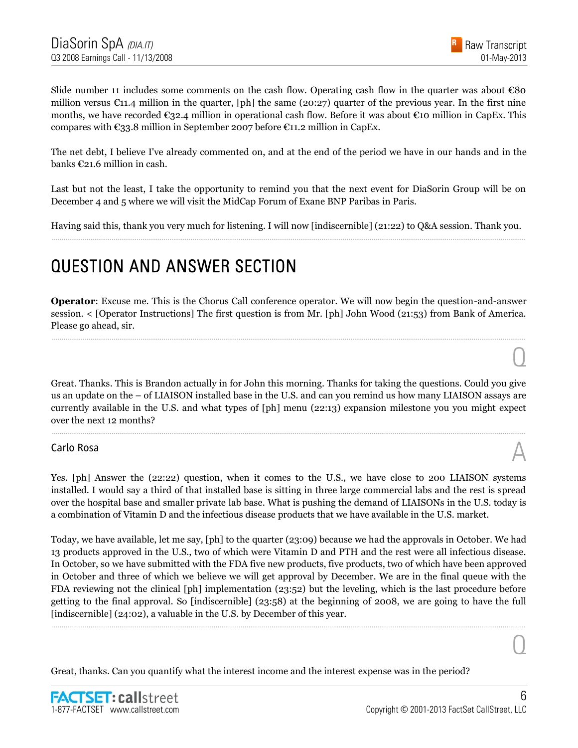Slide number 11 includes some comments on the cash flow. Operating cash flow in the quarter was about €80 million versus €11.4 million in the quarter, [ph] the same (20:27) quarter of the previous year. In the first nine months, we have recorded €32.4 million in operational cash flow. Before it was about €10 million in CapEx. This compares with €33.8 million in September 2007 before €11.2 million in CapEx.

The net debt, I believe I've already commented on, and at the end of the period we have in our hands and in the banks €21.6 million in cash.

Last but not the least, I take the opportunity to remind you that the next event for DiaSorin Group will be on December 4 and 5 where we will visit the MidCap Forum of Exane BNP Paribas in Paris.

Having said this, thank you very much for listening. I will now [indiscernible] (21:22) to Q&A session. Thank you.

# QUESTION AND ANSWER SECTION

**Operator**: Excuse me. This is the Chorus Call conference operator. We will now begin the question-and-answer session. < [Operator Instructions] The first question is from Mr. [ph] John Wood (21:53) from Bank of America. Please go ahead, sir.

Q

Great. Thanks. This is Brandon actually in for John this morning. Thanks for taking the questions. Could you give us an update on the – of LIAISON installed base in the U.S. and can you remind us how many LIAISON assays are currently available in the U.S. and what types of [ph] menu (22:13) expansion milestone you you might expect over the next 12 months?

## Carlo Rosa

A

Yes. [ph] Answer the (22:22) question, when it comes to the U.S., we have close to 200 LIAISON systems installed. I would say a third of that installed base is sitting in three large commercial labs and the rest is spread over the hospital base and smaller private lab base. What is pushing the demand of LIAISONs in the U.S. today is a combination of Vitamin D and the infectious disease products that we have available in the U.S. market.

Today, we have available, let me say, [ph] to the quarter (23:09) because we had the approvals in October. We had 13 products approved in the U.S., two of which were Vitamin D and PTH and the rest were all infectious disease. In October, so we have submitted with the FDA five new products, five products, two of which have been approved in October and three of which we believe we will get approval by December. We are in the final queue with the FDA reviewing not the clinical [ph] implementation (23:52) but the leveling, which is the last procedure before getting to the final approval. So [indiscernible] (23:58) at the beginning of 2008, we are going to have the full [indiscernible] (24:02), a valuable in the U.S. by December of this year.

Q

Great, thanks. Can you quantify what the interest income and the interest expense was in the period?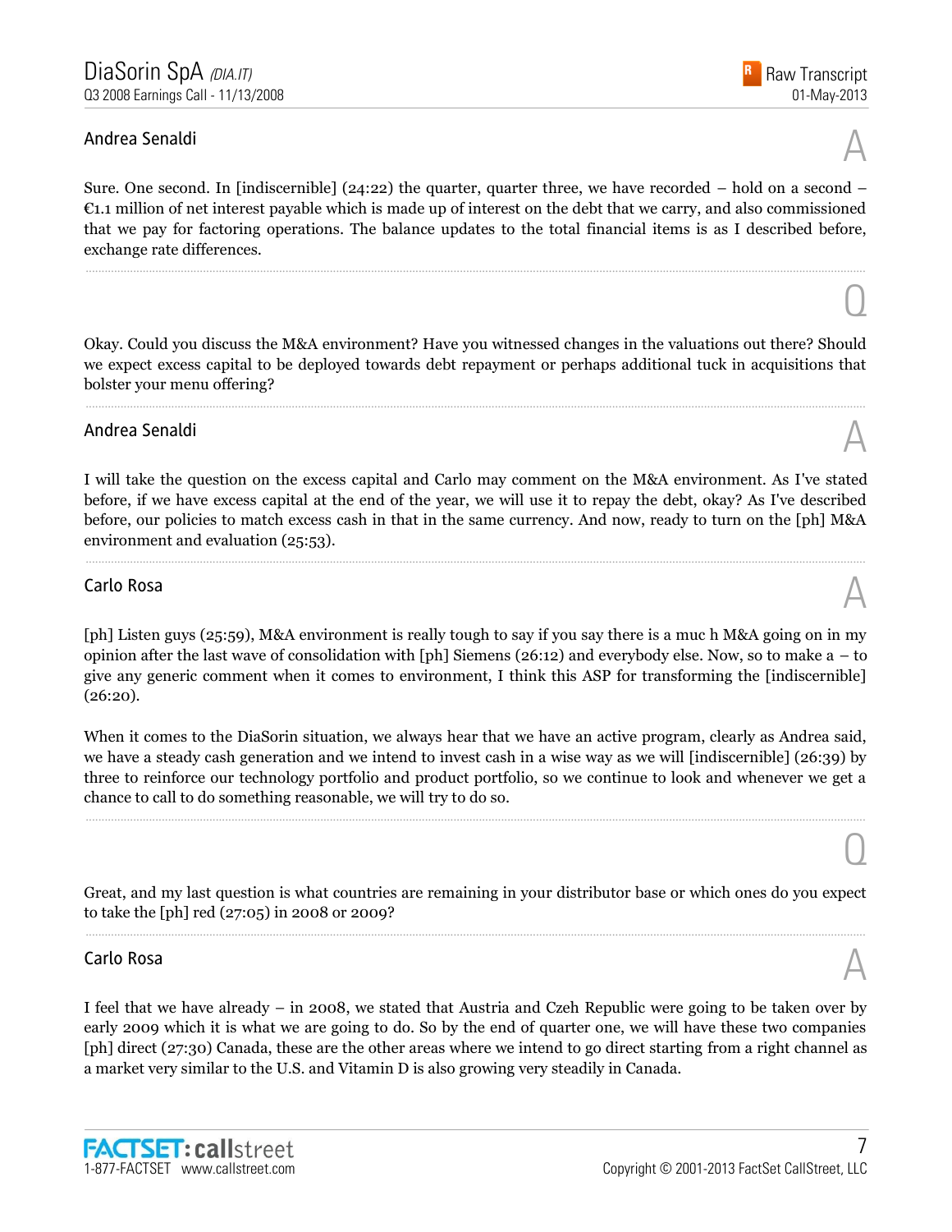### Andrea Senaldi

Sure. One second. In [indiscernible] (24:22) the quarter, quarter three, we have recorded – hold on a second – €1.1 million of net interest payable which is made up of interest on the debt that we carry, and also commissioned that we pay for factoring operations. The balance updates to the total financial items is as I described before, exchange rate differences.

---

### Q

Okay. Could you discuss the M&A environment? Have you witnessed changes in the valuations out there? Should we expect excess capital to be deployed towards debt repayment or perhaps additional tuck in acquisitions that bolster your menu offering?

---

### Andrea Senaldi

I will take the question on the excess capital and Carlo may comment on the M&A environment. As I've stated before, if we have excess capital at the end of the year, we will use it to repay the debt, okay? As I've described before, our policies to match excess cash in that in the same currency. And now, ready to turn on the [ph] M&A environment and evaluation (25:53).

---

### Carlo Rosa

[ph] Listen guys (25:59), M&A environment is really tough to say if you say there is a muc h M&A going on in my opinion after the last wave of consolidation with [ph] Siemens (26:12) and everybody else. Now, so to make a – to give any generic comment when it comes to environment, I think this ASP for transforming the [indiscernible] (26:20).

When it comes to the DiaSorin situation, we always hear that we have an active program, clearly as Andrea said, we have a steady cash generation and we intend to invest cash in a wise way as we will [indiscernible] (26:39) by three to reinforce our technology portfolio and product portfolio, so we continue to look and whenever we get a chance to call to do something reasonable, we will try to do so.

---

### Q

Great, and my last question is what countries are remaining in your distributor base or which ones do you expect to take the [ph] red (27:05) in 2008 or 2009?

---

### Carlo Rosa

I feel that we have already – in 2008, we stated that Austria and Czeh Republic were going to be taken over by early 2009 which it is what we are going to do. So by the end of quarter one, we will have these two companies [ph] direct (27:30) Canada, these are the other areas where we intend to go direct starting from a right channel as a market very similar to the U.S. and Vitamin D is also growing very steadily in Canada.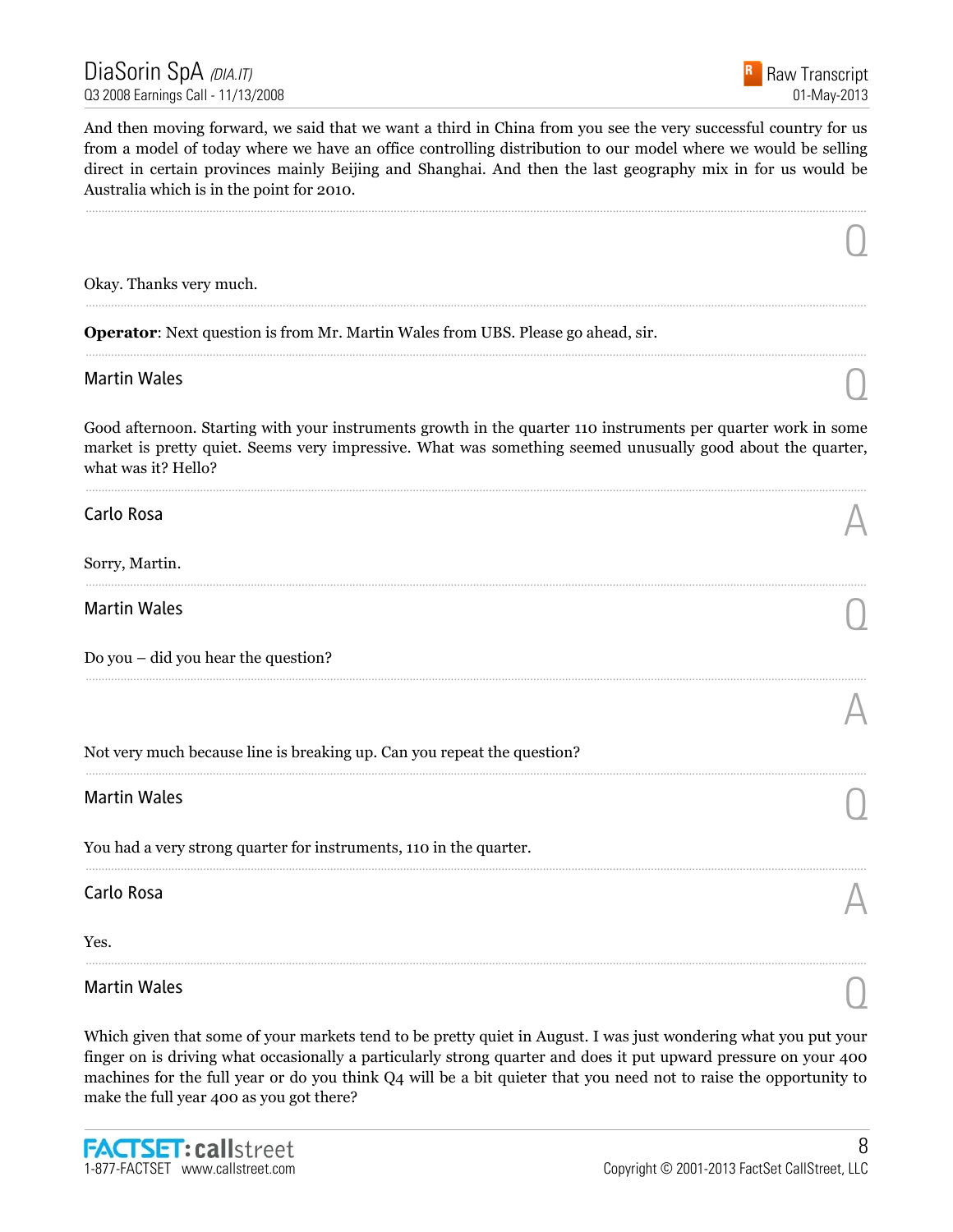And then moving forward, we said that we want a third in China from you see the very successful country for us from a model of today where we have an office controlling distribution to our model where we would be selling direct in certain provinces mainly Beijing and Shanghai. And then the last geography mix in for us would be Australia which is in the point for 2010.

---

Q

Okay. Thanks very much.

---

**Operator**: Next question is from Mr. Martin Wales from UBS. Please go ahead, sir.

---

Martin Wales Q

Good afternoon. Starting with your instruments growth in the quarter 110 instruments per quarter work in some market is pretty quiet. Seems very impressive. What was something seemed unusually good about the quarter, what was it? Hello?

---

Carlo Rosa A

Sorry, Martin.

---

Martin Wales Q

Do you – did you hear the question?

---

A

Not very much because line is breaking up. Can you repeat the question?

---

Martin Wales Q

You had a very strong quarter for instruments, 110 in the quarter.

---

Carlo Rosa A

Yes.

---

Martin Wales Q

Which given that some of your markets tend to be pretty quiet in August. I was just wondering what you put your finger on is driving what occasionally a particularly strong quarter and does it put upward pressure on your 400 machines for the full year or do you think Q4 will be a bit quieter that you need not to raise the opportunity to make the full year 400 as you got there?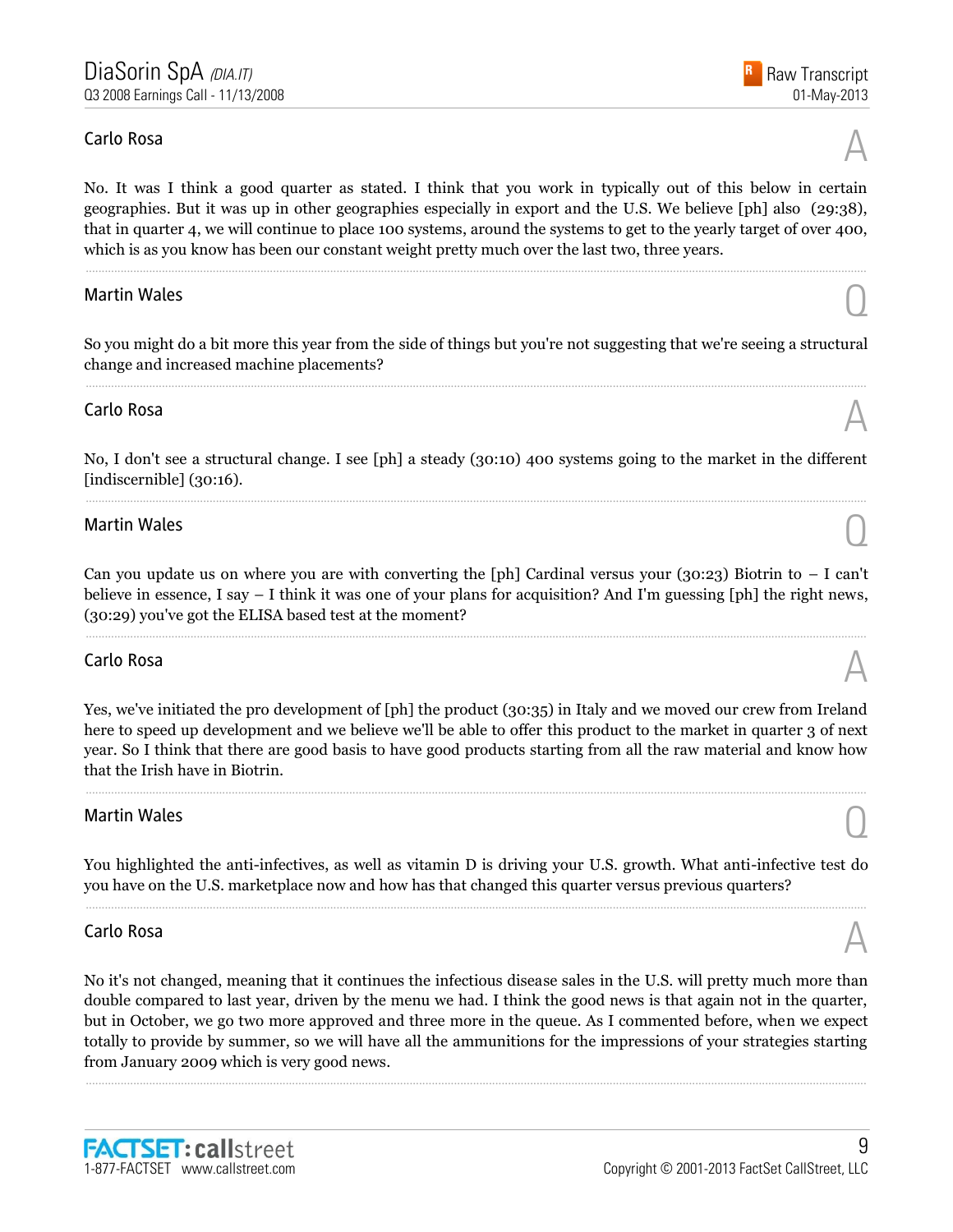Carlo Rosa

A

No. It was I think a good quarter as stated. I think that you work in typically out of this below in certain geographies. But it was up in other geographies especially in export and the U.S. We believe [ph] also (29:38), that in quarter 4, we will continue to place 100 systems, around the systems to get to the yearly target of over 400, which is as you know has been our constant weight pretty much over the last two, three years.

---

Martin Wales

Q

So you might do a bit more this year from the side of things but you're not suggesting that we're seeing a structural change and increased machine placements?

---

Carlo Rosa

A

No, I don't see a structural change. I see [ph] a steady (30:10) 400 systems going to the market in the different [indiscernible] (30:16).

---

Martin Wales

Q

Can you update us on where you are with converting the [ph] Cardinal versus your (30:23) Biotrin to – I can't believe in essence, I say – I think it was one of your plans for acquisition? And I'm guessing [ph] the right news, (30:29) you've got the ELISA based test at the moment?

---

Carlo Rosa

A

Yes, we've initiated the pro development of [ph] the product (30:35) in Italy and we moved our crew from Ireland here to speed up development and we believe we'll be able to offer this product to the market in quarter 3 of next year. So I think that there are good basis to have good products starting from all the raw material and know how that the Irish have in Biotrin.

---

Martin Wales

Q

You highlighted the anti-infectives, as well as vitamin D is driving your U.S. growth. What anti-infective test do you have on the U.S. marketplace now and how has that changed this quarter versus previous quarters?

---

Carlo Rosa

A

No it's not changed, meaning that it continues the infectious disease sales in the U.S. will pretty much more than double compared to last year, driven by the menu we had. I think the good news is that again not in the quarter, but in October, we go two more approved and three more in the queue. As I commented before, when we expect totally to provide by summer, so we will have all the ammunitions for the impressions of your strategies starting from January 2009 which is very good news.

---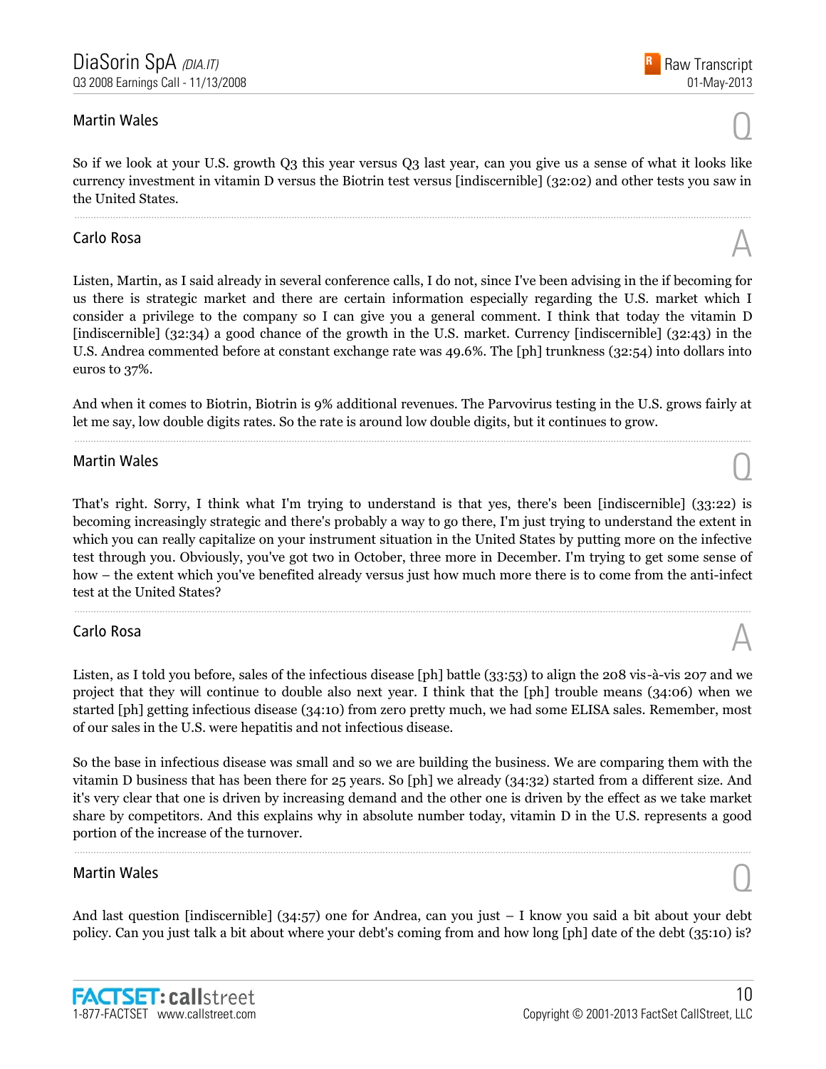**Martin Wales**

Q

So if we look at your U.S. growth Q3 this year versus Q3 last year, can you give us a sense of what it looks like currency investment in vitamin D versus the Biotrin test versus [indiscernible] (32:02) and other tests you saw in the United States.

---

**Carlo Rosa**

A

Listen, Martin, as I said already in several conference calls, I do not, since I've been advising in the if becoming for us there is strategic market and there are certain information especially regarding the U.S. market which I consider a privilege to the company so I can give you a general comment. I think that today the vitamin D [indiscernible] (32:34) a good chance of the growth in the U.S. market. Currency [indiscernible] (32:43) in the U.S. Andrea commented before at constant exchange rate was 49.6%. The [ph] trunkness (32:54) into dollars into euros to 37%.

And when it comes to Biotrin, Biotrin is 9% additional revenues. The Parvovirus testing in the U.S. grows fairly at let me say, low double digits rates. So the rate is around low double digits, but it continues to grow.

---

**Martin Wales**

Q

That's right. Sorry, I think what I'm trying to understand is that yes, there's been [indiscernible] (33:22) is becoming increasingly strategic and there's probably a way to go there, I'm just trying to understand the extent in which you can really capitalize on your instrument situation in the United States by putting more on the infective test through you. Obviously, you've got two in October, three more in December. I'm trying to get some sense of how – the extent which you've benefited already versus just how much more there is to come from the anti-infect test at the United States?

---

**Carlo Rosa**

A

Listen, as I told you before, sales of the infectious disease [ph] battle (33:53) to align the 208 vis-à-vis 207 and we project that they will continue to double also next year. I think that the [ph] trouble means (34:06) when we started [ph] getting infectious disease (34:10) from zero pretty much, we had some ELISA sales. Remember, most of our sales in the U.S. were hepatitis and not infectious disease.

So the base in infectious disease was small and so we are building the business. We are comparing them with the vitamin D business that has been there for 25 years. So [ph] we already (34:32) started from a different size. And it's very clear that one is driven by increasing demand and the other one is driven by the effect as we take market share by competitors. And this explains why in absolute number today, vitamin D in the U.S. represents a good portion of the increase of the turnover.

---

**Martin Wales**

Q

And last question [indiscernible] (34:57) one for Andrea, can you just – I know you said a bit about your debt policy. Can you just talk a bit about where your debt's coming from and how long [ph] date of the debt (35:10) is?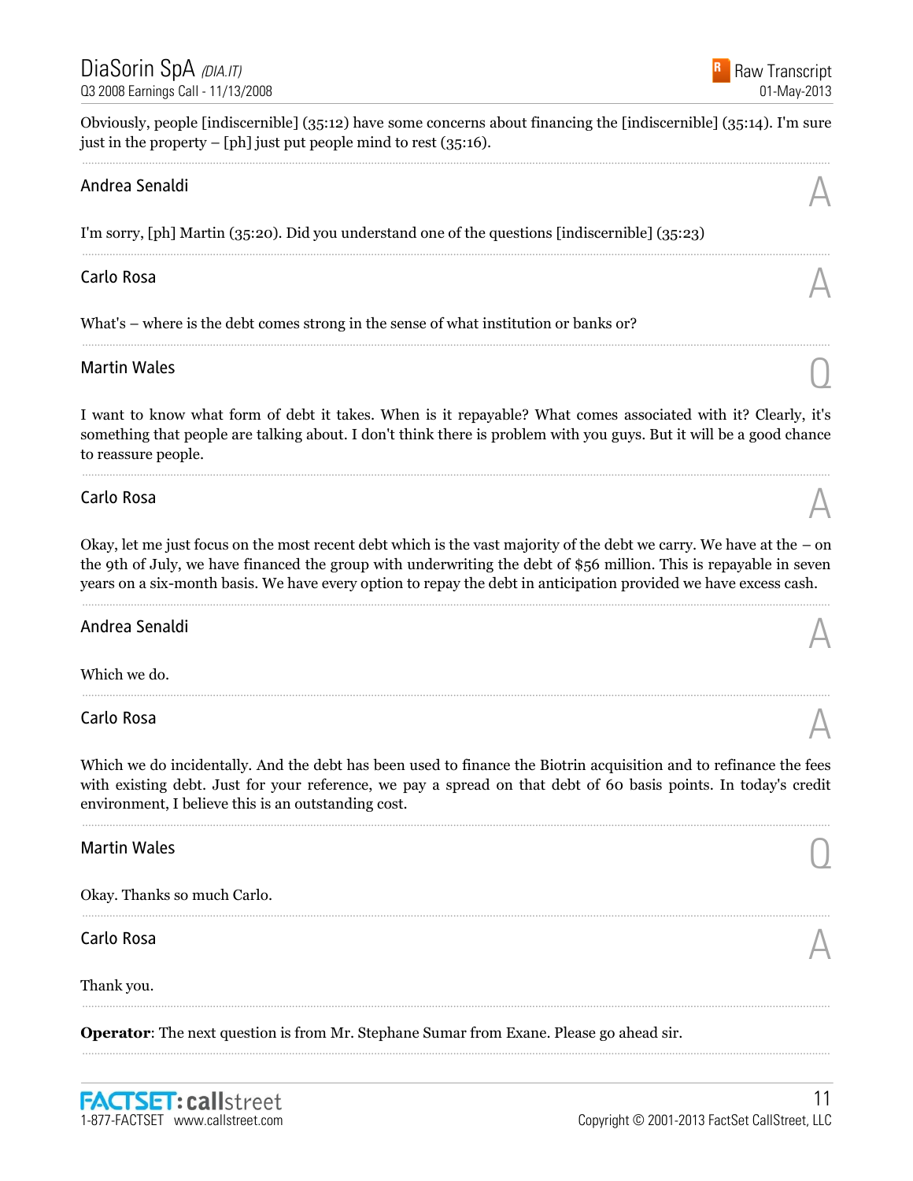Obviously, people [indiscernible] (35:12) have some concerns about financing the [indiscernible] (35:14). I'm sure just in the property – [ph] just put people mind to rest (35:16).

---

**Andrea Senaldi** — A

I'm sorry, [ph] Martin (35:20). Did you understand one of the questions [indiscernible] (35:23)

---

**Carlo Rosa** — A

What's – where is the debt comes strong in the sense of what institution or banks or?

---

**Martin Wales** — Q

I want to know what form of debt it takes. When is it repayable? What comes associated with it? Clearly, it's something that people are talking about. I don't think there is problem with you guys. But it will be a good chance to reassure people.

---

**Carlo Rosa** — A

Okay, let me just focus on the most recent debt which is the vast majority of the debt we carry. We have at the – on the 9th of July, we have financed the group with underwriting the debt of $56 million. This is repayable in seven years on a six-month basis. We have every option to repay the debt in anticipation provided we have excess cash.

---

**Andrea Senaldi** — A

Which we do.

---

**Carlo Rosa** — A

Which we do incidentally. And the debt has been used to finance the Biotrin acquisition and to refinance the fees with existing debt. Just for your reference, we pay a spread on that debt of 60 basis points. In today's credit environment, I believe this is an outstanding cost.

---

**Martin Wales** — Q

Okay. Thanks so much Carlo.

---

**Carlo Rosa** — A

Thank you.

---

**Operator**: The next question is from Mr. Stephane Sumar from Exane. Please go ahead sir.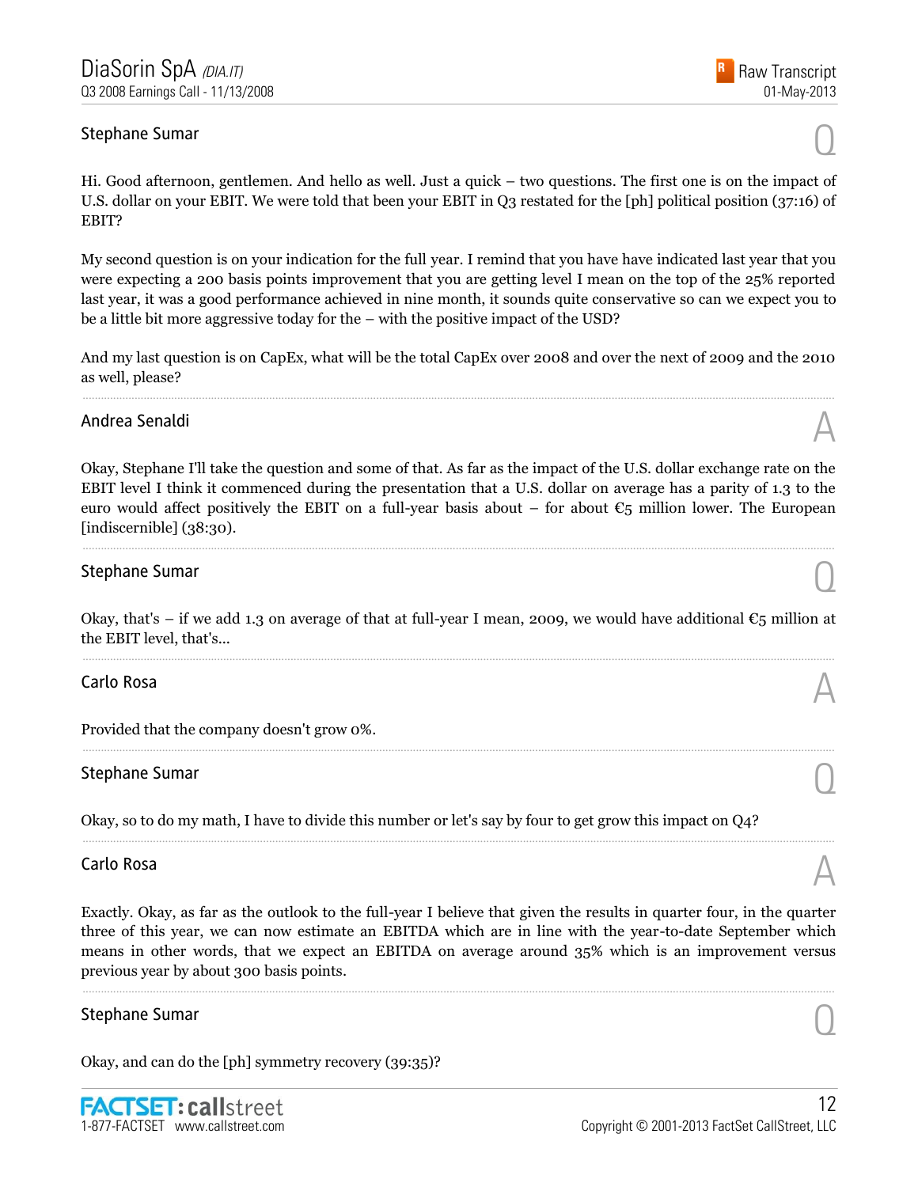### Stephane Sumar

Q

Hi. Good afternoon, gentlemen. And hello as well. Just a quick – two questions. The first one is on the impact of U.S. dollar on your EBIT. We were told that been your EBIT in Q3 restated for the [ph] political position (37:16) of EBIT?

My second question is on your indication for the full year. I remind that you have have indicated last year that you were expecting a 200 basis points improvement that you are getting level I mean on the top of the 25% reported last year, it was a good performance achieved in nine month, it sounds quite conservative so can we expect you to be a little bit more aggressive today for the – with the positive impact of the USD?

And my last question is on CapEx, what will be the total CapEx over 2008 and over the next of 2009 and the 2010 as well, please?

---

### Andrea Senaldi

A

Okay, Stephane I'll take the question and some of that. As far as the impact of the U.S. dollar exchange rate on the EBIT level I think it commenced during the presentation that a U.S. dollar on average has a parity of 1.3 to the euro would affect positively the EBIT on a full-year basis about – for about €5 million lower. The European [indiscernible] (38:30).

---

### Stephane Sumar

Q

Okay, that's – if we add 1.3 on average of that at full-year I mean, 2009, we would have additional €5 million at the EBIT level, that's...

---

### Carlo Rosa

A

Provided that the company doesn't grow 0%.

---

### Stephane Sumar

Q

Okay, so to do my math, I have to divide this number or let's say by four to get grow this impact on Q4?

---

### Carlo Rosa

A

Exactly. Okay, as far as the outlook to the full-year I believe that given the results in quarter four, in the quarter three of this year, we can now estimate an EBITDA which are in line with the year-to-date September which means in other words, that we expect an EBITDA on average around 35% which is an improvement versus previous year by about 300 basis points.

---

### Stephane Sumar

Q

Okay, and can do the [ph] symmetry recovery (39:35)?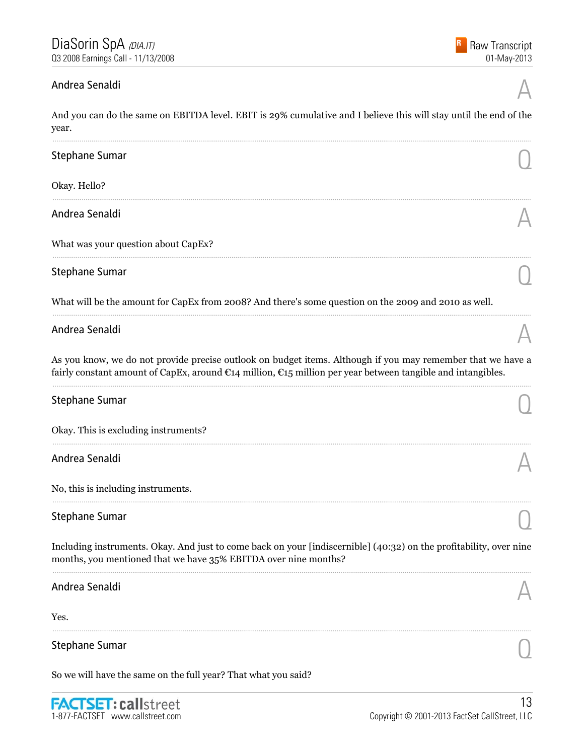**Andrea Senaldi** A

And you can do the same on EBITDA level. EBIT is 29% cumulative and I believe this will stay until the end of the year.

---

**Stephane Sumar** Q

Okay. Hello?

---

**Andrea Senaldi** A

What was your question about CapEx?

---

**Stephane Sumar** Q

What will be the amount for CapEx from 2008? And there's some question on the 2009 and 2010 as well.

---

**Andrea Senaldi** A

As you know, we do not provide precise outlook on budget items. Although if you may remember that we have a fairly constant amount of CapEx, around €14 million, €15 million per year between tangible and intangibles.

---

**Stephane Sumar** Q

Okay. This is excluding instruments?

---

**Andrea Senaldi** A

No, this is including instruments.

---

**Stephane Sumar** Q

Including instruments. Okay. And just to come back on your [indiscernible] (40:32) on the profitability, over nine months, you mentioned that we have 35% EBITDA over nine months?

---

**Andrea Senaldi** A

Yes.

---

**Stephane Sumar** Q

So we will have the same on the full year? That what you said?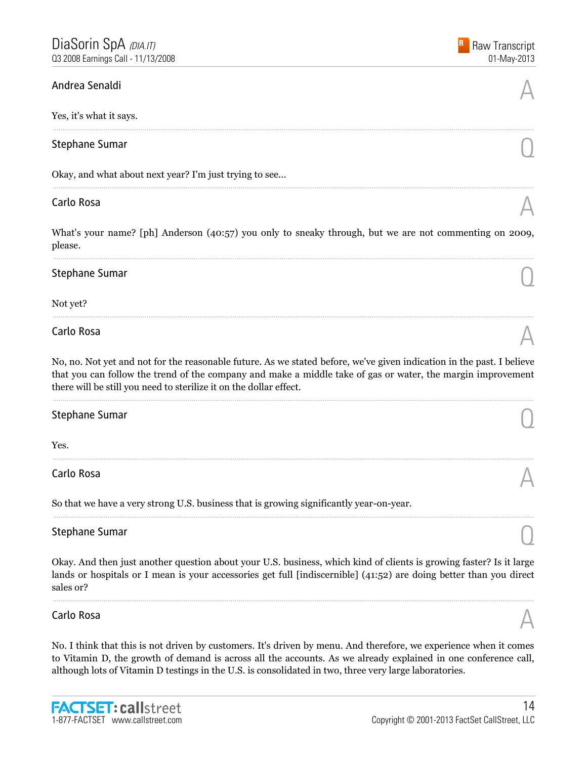Andrea Senaldi

A

Yes, it's what it says.

Stephane Sumar

Q

Okay, and what about next year? I'm just trying to see...

Carlo Rosa

A

What's your name? [ph] Anderson (40:57) you only to sneaky through, but we are not commenting on 2009, please.

Stephane Sumar

Q

Not yet?

Carlo Rosa

A

No, no. Not yet and not for the reasonable future. As we stated before, we've given indication in the past. I believe that you can follow the trend of the company and make a middle take of gas or water, the margin improvement there will be still you need to sterilize it on the dollar effect.

Stephane Sumar

Q

Yes.

Carlo Rosa

A

So that we have a very strong U.S. business that is growing significantly year-on-year.

Stephane Sumar

Q

Okay. And then just another question about your U.S. business, which kind of clients is growing faster? Is it large lands or hospitals or I mean is your accessories get full [indiscernible] (41:52) are doing better than you direct sales or?

Carlo Rosa

A

No. I think that this is not driven by customers. It's driven by menu. And therefore, we experience when it comes to Vitamin D, the growth of demand is across all the accounts. As we already explained in one conference call, although lots of Vitamin D testings in the U.S. is consolidated in two, three very large laboratories.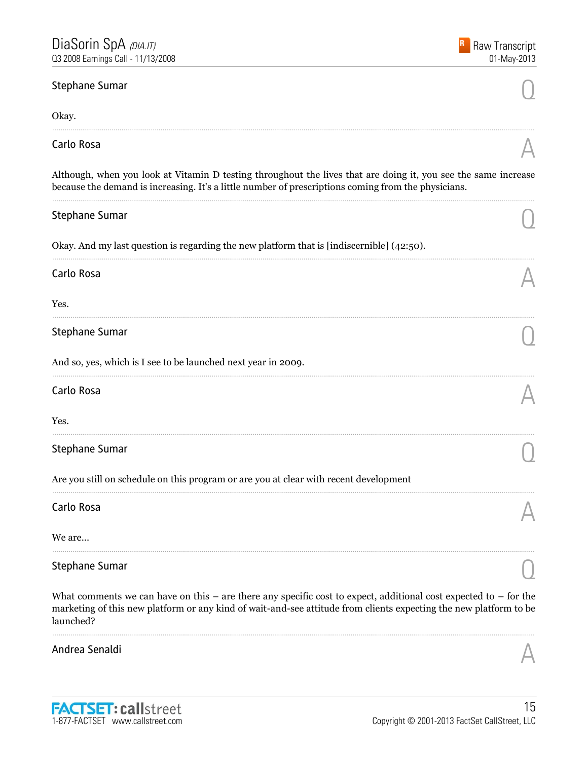### Stephane Sumar

Q

Okay.

---

### Carlo Rosa

A

Although, when you look at Vitamin D testing throughout the lives that are doing it, you see the same increase because the demand is increasing. It's a little number of prescriptions coming from the physicians.

---

### Stephane Sumar

Q

Okay. And my last question is regarding the new platform that is [indiscernible] (42:50).

---

### Carlo Rosa

A

Yes.

---

### Stephane Sumar

Q

And so, yes, which is I see to be launched next year in 2009.

---

### Carlo Rosa

A

Yes.

---

### Stephane Sumar

Q

Are you still on schedule on this program or are you at clear with recent development

---

### Carlo Rosa

A

We are...

---

### Stephane Sumar

Q

What comments we can have on this – are there any specific cost to expect, additional cost expected to – for the marketing of this new platform or any kind of wait-and-see attitude from clients expecting the new platform to be launched?

---

### Andrea Senaldi

A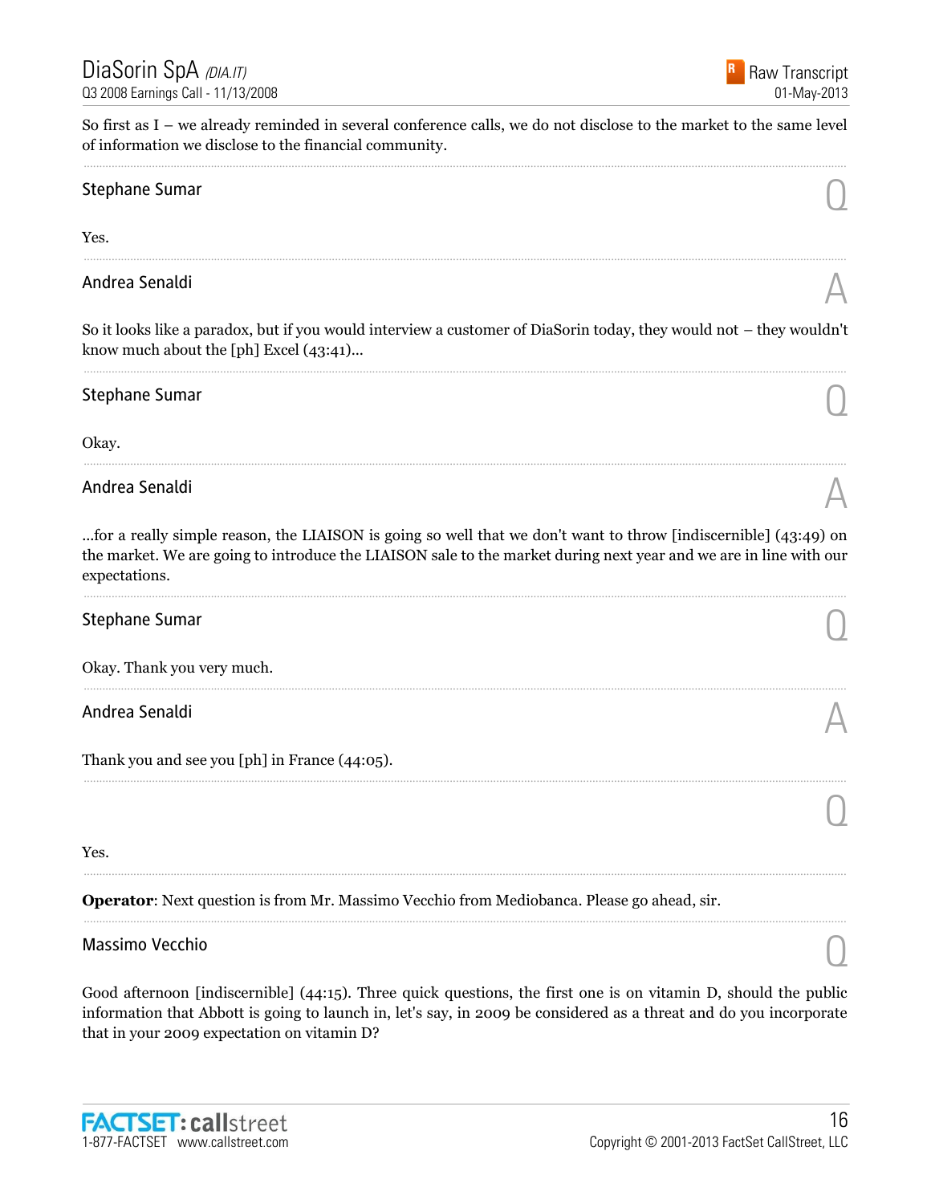So first as I – we already reminded in several conference calls, we do not disclose to the market to the same level of information we disclose to the financial community.

---

**Stephane Sumar** — Q

Yes.

---

**Andrea Senaldi** — A

So it looks like a paradox, but if you would interview a customer of DiaSorin today, they would not – they wouldn't know much about the [ph] Excel (43:41)...

---

**Stephane Sumar** — Q

Okay.

---

**Andrea Senaldi** — A

...for a really simple reason, the LIAISON is going so well that we don't want to throw [indiscernible] (43:49) on the market. We are going to introduce the LIAISON sale to the market during next year and we are in line with our expectations.

---

**Stephane Sumar** — Q

Okay. Thank you very much.

---

**Andrea Senaldi** — A

Thank you and see you [ph] in France (44:05).

---

Q

Yes.

---

**Operator**: Next question is from Mr. Massimo Vecchio from Mediobanca. Please go ahead, sir.

---

**Massimo Vecchio** — Q

Good afternoon [indiscernible] (44:15). Three quick questions, the first one is on vitamin D, should the public information that Abbott is going to launch in, let's say, in 2009 be considered as a threat and do you incorporate that in your 2009 expectation on vitamin D?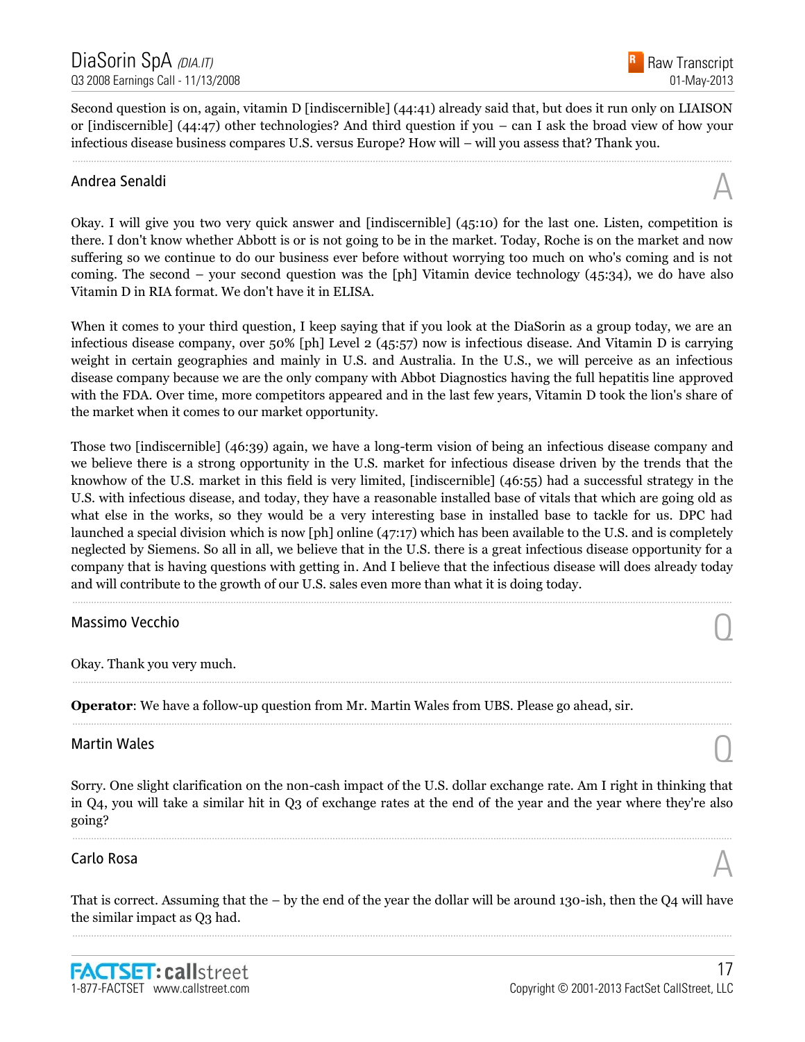Second question is on, again, vitamin D [indiscernible] (44:41) already said that, but does it run only on LIAISON or [indiscernible] (44:47) other technologies? And third question if you – can I ask the broad view of how your infectious disease business compares U.S. versus Europe? How will – will you assess that? Thank you.

### Andrea Senaldi

A

Okay. I will give you two very quick answer and [indiscernible] (45:10) for the last one. Listen, competition is there. I don't know whether Abbott is or is not going to be in the market. Today, Roche is on the market and now suffering so we continue to do our business ever before without worrying too much on who's coming and is not coming. The second – your second question was the [ph] Vitamin device technology (45:34), we do have also Vitamin D in RIA format. We don't have it in ELISA.

When it comes to your third question, I keep saying that if you look at the DiaSorin as a group today, we are an infectious disease company, over 50% [ph] Level 2 (45:57) now is infectious disease. And Vitamin D is carrying weight in certain geographies and mainly in U.S. and Australia. In the U.S., we will perceive as an infectious disease company because we are the only company with Abbot Diagnostics having the full hepatitis line approved with the FDA. Over time, more competitors appeared and in the last few years, Vitamin D took the lion's share of the market when it comes to our market opportunity.

Those two [indiscernible] (46:39) again, we have a long-term vision of being an infectious disease company and we believe there is a strong opportunity in the U.S. market for infectious disease driven by the trends that the knowhow of the U.S. market in this field is very limited, [indiscernible] (46:55) had a successful strategy in the U.S. with infectious disease, and today, they have a reasonable installed base of vitals that which are going old as what else in the works, so they would be a very interesting base in installed base to tackle for us. DPC had launched a special division which is now [ph] online (47:17) which has been available to the U.S. and is completely neglected by Siemens. So all in all, we believe that in the U.S. there is a great infectious disease opportunity for a company that is having questions with getting in. And I believe that the infectious disease will does already today and will contribute to the growth of our U.S. sales even more than what it is doing today.

### Massimo Vecchio

Q

Okay. Thank you very much.

**Operator**: We have a follow-up question from Mr. Martin Wales from UBS. Please go ahead, sir.

### Martin Wales

Q

Sorry. One slight clarification on the non-cash impact of the U.S. dollar exchange rate. Am I right in thinking that in Q4, you will take a similar hit in Q3 of exchange rates at the end of the year and the year where they're also going?

### Carlo Rosa

A

That is correct. Assuming that the – by the end of the year the dollar will be around 130-ish, then the Q4 will have the similar impact as Q3 had.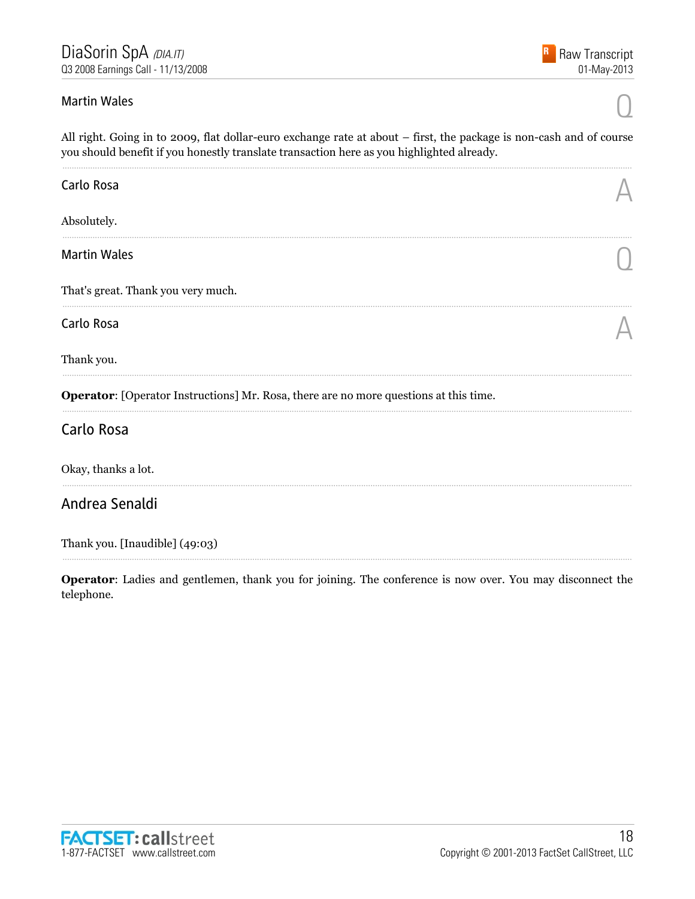**Martin Wales** — Q

All right. Going in to 2009, flat dollar-euro exchange rate at about – first, the package is non-cash and of course you should benefit if you honestly translate transaction here as you highlighted already.

---

**Carlo Rosa** — A

Absolutely.

---

**Martin Wales** — Q

That's great. Thank you very much.

---

**Carlo Rosa** — A

Thank you.

---

**Operator**: [Operator Instructions] Mr. Rosa, there are no more questions at this time.

---

## Carlo Rosa

Okay, thanks a lot.

---

## Andrea Senaldi

Thank you. [Inaudible] (49:03)

---

**Operator**: Ladies and gentlemen, thank you for joining. The conference is now over. You may disconnect the telephone.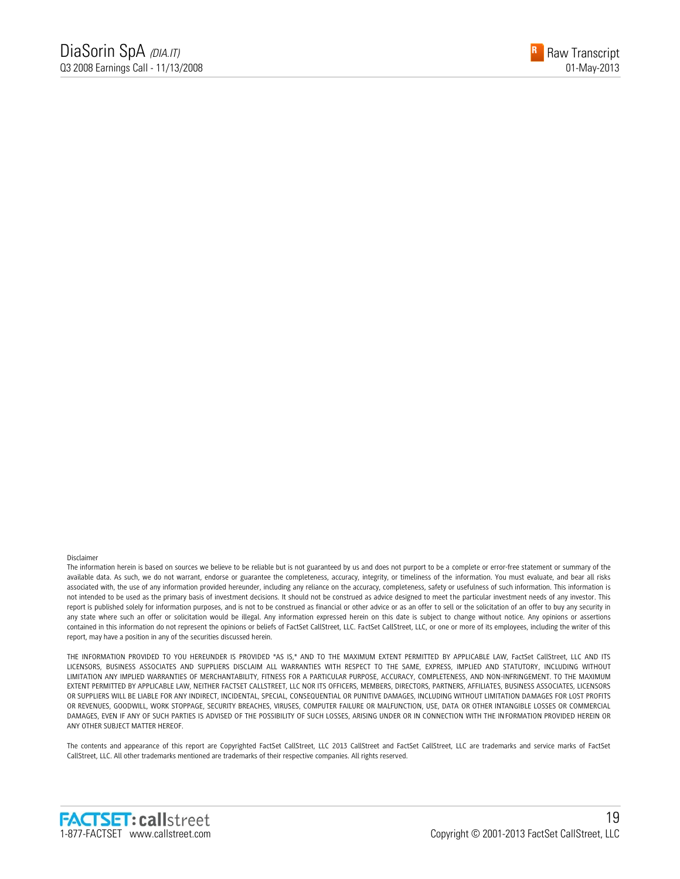Disclaimer

The information herein is based on sources we believe to be reliable but is not guaranteed by us and does not purport to be a complete or error-free statement or summary of the available data. As such, we do not warrant, endorse or guarantee the completeness, accuracy, integrity, or timeliness of the information. You must evaluate, and bear all risks associated with, the use of any information provided hereunder, including any reliance on the accuracy, completeness, safety or usefulness of such information. This information is not intended to be used as the primary basis of investment decisions. It should not be construed as advice designed to meet the particular investment needs of any investor. This report is published solely for information purposes, and is not to be construed as financial or other advice or as an offer to sell or the solicitation of an offer to buy any security in any state where such an offer or solicitation would be illegal. Any information expressed herein on this date is subject to change without notice. Any opinions or assertions contained in this information do not represent the opinions or beliefs of FactSet CallStreet, LLC. FactSet CallStreet, LLC, or one or more of its employees, including the writer of this report, may have a position in any of the securities discussed herein.

THE INFORMATION PROVIDED TO YOU HEREUNDER IS PROVIDED "AS IS," AND TO THE MAXIMUM EXTENT PERMITTED BY APPLICABLE LAW, FactSet CallStreet, LLC AND ITS LICENSORS, BUSINESS ASSOCIATES AND SUPPLIERS DISCLAIM ALL WARRANTIES WITH RESPECT TO THE SAME, EXPRESS, IMPLIED AND STATUTORY, INCLUDING WITHOUT LIMITATION ANY IMPLIED WARRANTIES OF MERCHANTABILITY, FITNESS FOR A PARTICULAR PURPOSE, ACCURACY, COMPLETENESS, AND NON-INFRINGEMENT. TO THE MAXIMUM EXTENT PERMITTED BY APPLICABLE LAW, NEITHER FACTSET CALLSTREET, LLC NOR ITS OFFICERS, MEMBERS, DIRECTORS, PARTNERS, AFFILIATES, BUSINESS ASSOCIATES, LICENSORS OR SUPPLIERS WILL BE LIABLE FOR ANY INDIRECT, INCIDENTAL, SPECIAL, CONSEQUENTIAL OR PUNITIVE DAMAGES, INCLUDING WITHOUT LIMITATION DAMAGES FOR LOST PROFITS OR REVENUES, GOODWILL, WORK STOPPAGE, SECURITY BREACHES, VIRUSES, COMPUTER FAILURE OR MALFUNCTION, USE, DATA OR OTHER INTANGIBLE LOSSES OR COMMERCIAL DAMAGES, EVEN IF ANY OF SUCH PARTIES IS ADVISED OF THE POSSIBILITY OF SUCH LOSSES, ARISING UNDER OR IN CONNECTION WITH THE INFORMATION PROVIDED HEREIN OR ANY OTHER SUBJECT MATTER HEREOF.

The contents and appearance of this report are Copyrighted FactSet CallStreet, LLC 2013 CallStreet and FactSet CallStreet, LLC are trademarks and service marks of FactSet CallStreet, LLC. All other trademarks mentioned are trademarks of their respective companies. All rights reserved.